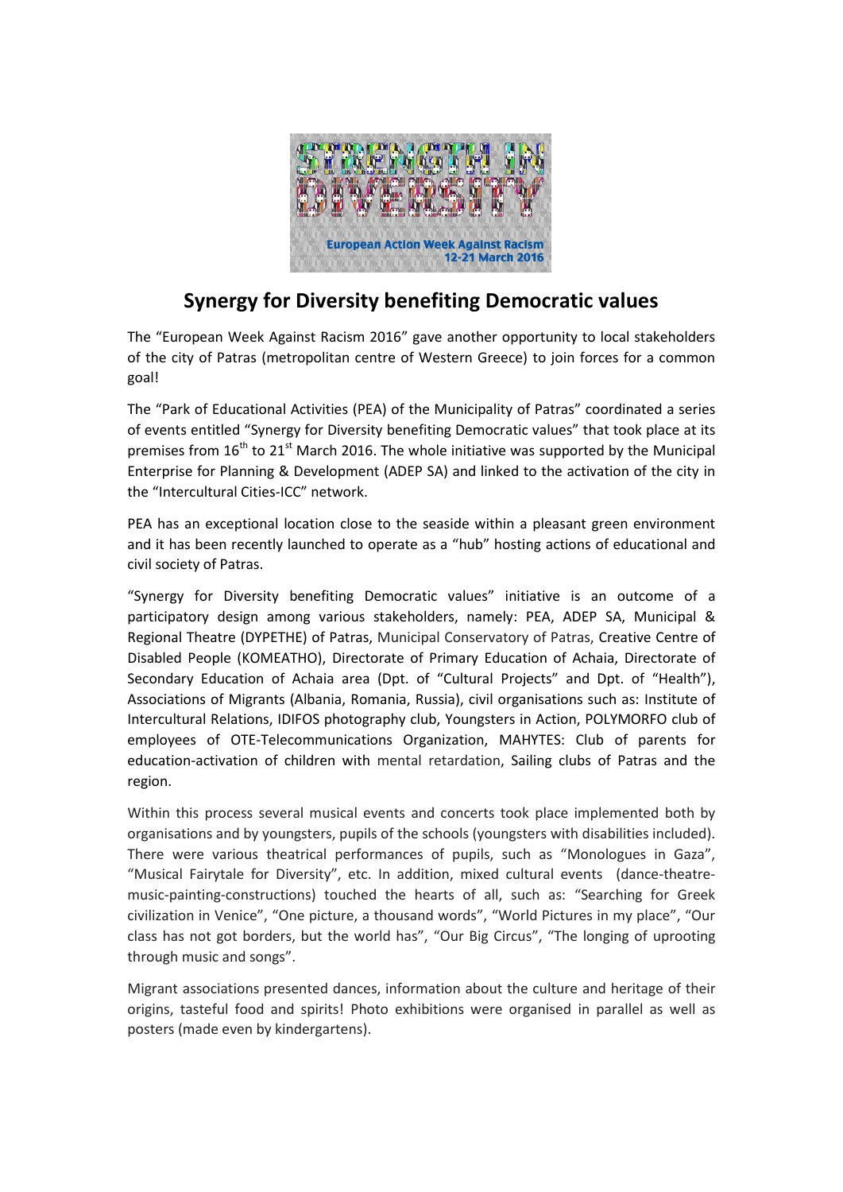# Synergy for Diversity benefiting Democratic values

The "European Week Against Racism 2016" gave another opportunity to local stakeholders of the city of Patras (metropolitan centre of Western Greece) to join forces for a common goal!

The "Park of Educational Activities (PEA) of the Municipality of Patras" coordinated a series of events entitled "Synergy for Diversity benefiting Democratic values" that took place at its premises from 16th to 21st March 2016. The whole initiative was supported by the Municipal Enterprise for Planning & Development (ADEP SA) and linked to the activation of the city in the "Intercultural Cities-ICC" network.

PEA has an exceptional location close to the seaside within a pleasant green environment and it has been recently launched to operate as a "hub" hosting actions of educational and civil society of Patras.

"Synergy for Diversity benefiting Democratic values" initiative is an outcome of a participatory design among various stakeholders, namely: PEA, ADEP SA, Municipal & Regional Theatre (DYPETHE) of Patras, Municipal Conservatory of Patras, Creative Centre of Disabled People (KOMEATHO), Directorate of Primary Education of Achaia, Directorate of Secondary Education of Achaia area (Dpt. of "Cultural Projects" and Dpt. of "Health"), Associations of Migrants (Albania, Romania, Russia), civil organisations such as: Institute of Intercultural Relations, IDIFOS photography club, Youngsters in Action, POLYMORFO club of employees of OTE-Telecommunications Organization, MAHYTES: Club of parents for education-activation of children with mental retardation, Sailing clubs of Patras and the region.

Within this process several musical events and concerts took place implemented both by organisations and by youngsters, pupils of the schools (youngsters with disabilities included). There were various theatrical performances of pupils, such as "Monologues in Gaza", "Musical Fairytale for Diversity", etc. In addition, mixed cultural events (dance-theatre-music-painting-constructions) touched the hearts of all, such as: "Searching for Greek civilization in Venice", "One picture, a thousand words", "World Pictures in my place", "Our class has not got borders, but the world has", "Our Big Circus", "The longing of uprooting through music and songs".

Migrant associations presented dances, information about the culture and heritage of their origins, tasteful food and spirits! Photo exhibitions were organised in parallel as well as posters (made even by kindergartens).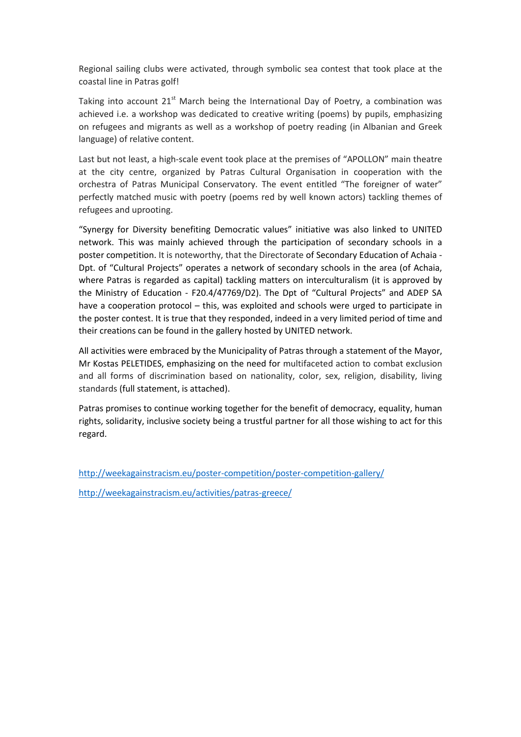Regional sailing clubs were activated, through symbolic sea contest that took place at the coastal line in Patras golf!

Taking into account 21st March being the International Day of Poetry, a combination was achieved i.e. a workshop was dedicated to creative writing (poems) by pupils, emphasizing on refugees and migrants as well as a workshop of poetry reading (in Albanian and Greek language) of relative content.

Last but not least, a high-scale event took place at the premises of "APOLLON" main theatre at the city centre, organized by Patras Cultural Organisation in cooperation with the orchestra of Patras Municipal Conservatory. The event entitled "The foreigner of water" perfectly matched music with poetry (poems red by well known actors) tackling themes of refugees and uprooting.

"Synergy for Diversity benefiting Democratic values" initiative was also linked to UNITED network. This was mainly achieved through the participation of secondary schools in a poster competition. It is noteworthy, that the Directorate of Secondary Education of Achaia - Dpt. of "Cultural Projects" operates a network of secondary schools in the area (of Achaia, where Patras is regarded as capital) tackling matters on interculturalism (it is approved by the Ministry of Education - F20.4/47769/D2). The Dpt of "Cultural Projects" and ADEP SA have a cooperation protocol – this, was exploited and schools were urged to participate in the poster contest. It is true that they responded, indeed in a very limited period of time and their creations can be found in the gallery hosted by UNITED network.

All activities were embraced by the Municipality of Patras through a statement of the Mayor, Mr Kostas PELETIDES, emphasizing on the need for multifaceted action to combat exclusion and all forms of discrimination based on nationality, color, sex, religion, disability, living standards (full statement, is attached).

Patras promises to continue working together for the benefit of democracy, equality, human rights, solidarity, inclusive society being a trustful partner for all those wishing to act for this regard.

http://weekagainstracism.eu/poster-competition/poster-competition-gallery/

http://weekagainstracism.eu/activities/patras-greece/